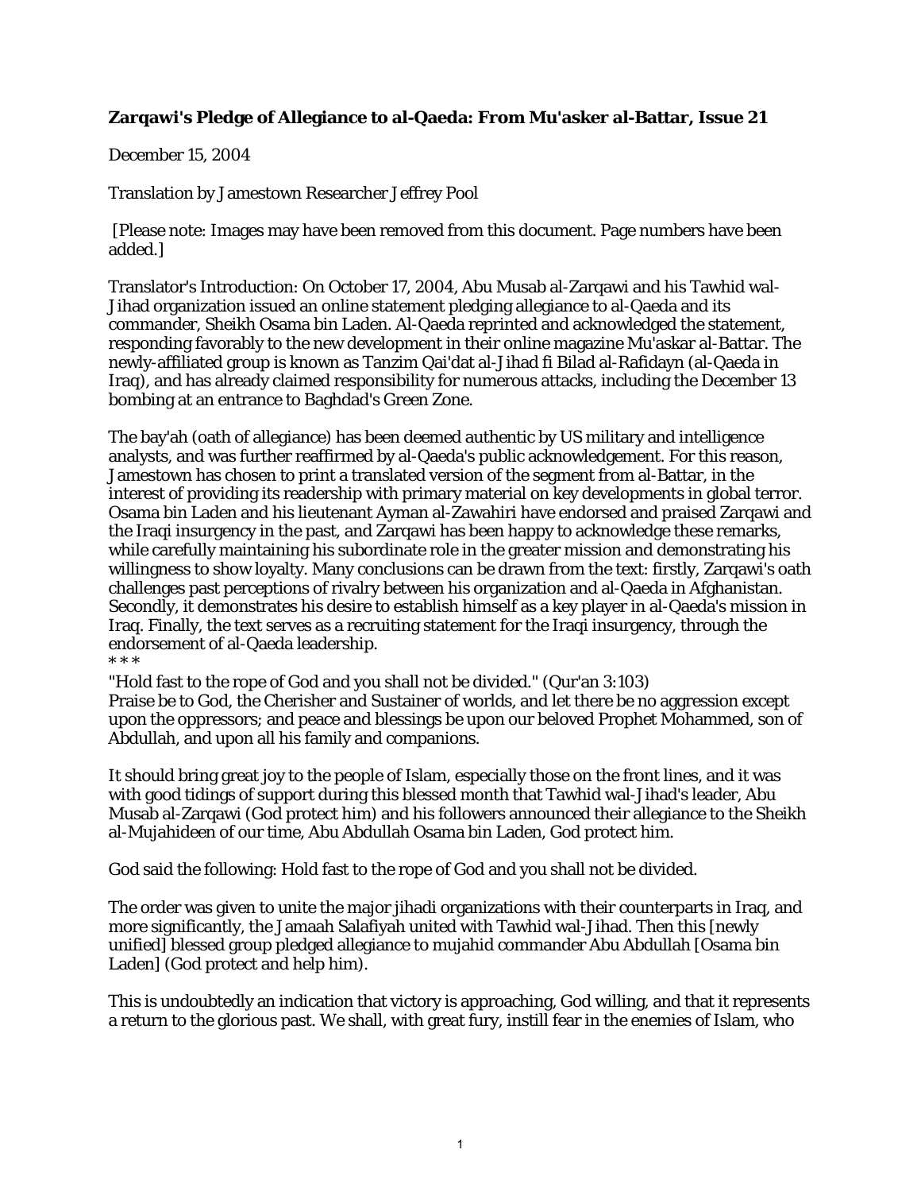**Zarqawi's Pledge of Allegiance to al-Qaeda: From Mu'asker al-Battar, Issue 21**

December 15, 2004

Translation by Jamestown Researcher Jeffrey Pool

[Please note: Images may have been removed from this document. Page numbers have been added.]

Translator's Introduction: On October 17, 2004, Abu Musab al-Zarqawi and his Tawhid wal-Jihad organization issued an online statement pledging allegiance to al-Qaeda and its commander, Sheikh Osama bin Laden. Al-Qaeda reprinted and acknowledged the statement, responding favorably to the new development in their online magazine Mu'askar al-Battar. The newly-affiliated group is known as Tanzim Qai'dat al-Jihad fi Bilad al-Rafidayn (al-Qaeda in Iraq), and has already claimed responsibility for numerous attacks, including the December 13 bombing at an entrance to Baghdad's Green Zone.

The bay'ah (oath of allegiance) has been deemed authentic by US military and intelligence analysts, and was further reaffirmed by al-Qaeda's public acknowledgement. For this reason, Jamestown has chosen to print a translated version of the segment from al-Battar, in the interest of providing its readership with primary material on key developments in global terror. Osama bin Laden and his lieutenant Ayman al-Zawahiri have endorsed and praised Zarqawi and the Iraqi insurgency in the past, and Zarqawi has been happy to acknowledge these remarks, while carefully maintaining his subordinate role in the greater mission and demonstrating his willingness to show loyalty. Many conclusions can be drawn from the text: firstly, Zarqawi's oath challenges past perceptions of rivalry between his organization and al-Qaeda in Afghanistan. Secondly, it demonstrates his desire to establish himself as a key player in al-Qaeda's mission in Iraq. Finally, the text serves as a recruiting statement for the Iraqi insurgency, through the endorsement of al-Qaeda leadership.

* * *

"Hold fast to the rope of God and you shall not be divided." (Qur'an 3:103)

Praise be to God, the Cherisher and Sustainer of worlds, and let there be no aggression except upon the oppressors; and peace and blessings be upon our beloved Prophet Mohammed, son of Abdullah, and upon all his family and companions.

It should bring great joy to the people of Islam, especially those on the front lines, and it was with good tidings of support during this blessed month that Tawhid wal-Jihad's leader, Abu Musab al-Zarqawi (God protect him) and his followers announced their allegiance to the Sheikh al-Mujahideen of our time, Abu Abdullah Osama bin Laden, God protect him.

God said the following: Hold fast to the rope of God and you shall not be divided.

The order was given to unite the major jihadi organizations with their counterparts in Iraq, and more significantly, the Jamaah Salafiyah united with Tawhid wal-Jihad. Then this [newly unified] blessed group pledged allegiance to mujahid commander Abu Abdullah [Osama bin Laden] (God protect and help him).

This is undoubtedly an indication that victory is approaching, God willing, and that it represents a return to the glorious past. We shall, with great fury, instill fear in the enemies of Islam, who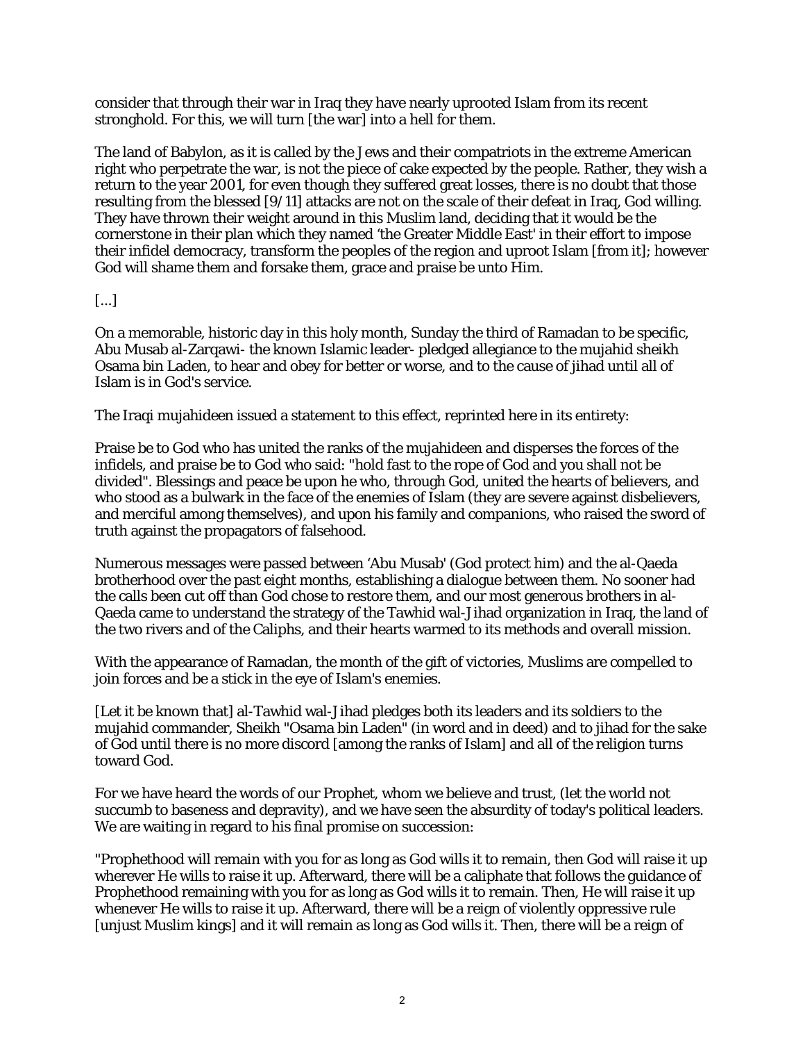consider that through their war in Iraq they have nearly uprooted Islam from its recent stronghold. For this, we will turn [the war] into a hell for them.

The land of Babylon, as it is called by the Jews and their compatriots in the extreme American right who perpetrate the war, is not the piece of cake expected by the people. Rather, they wish a return to the year 2001, for even though they suffered great losses, there is no doubt that those resulting from the blessed [9/11] attacks are not on the scale of their defeat in Iraq, God willing. They have thrown their weight around in this Muslim land, deciding that it would be the cornerstone in their plan which they named 'the Greater Middle East' in their effort to impose their infidel democracy, transform the peoples of the region and uproot Islam [from it]; however God will shame them and forsake them, grace and praise be unto Him.

[...]

On a memorable, historic day in this holy month, Sunday the third of Ramadan to be specific, Abu Musab al-Zarqawi- the known Islamic leader- pledged allegiance to the mujahid sheikh Osama bin Laden, to hear and obey for better or worse, and to the cause of jihad until all of Islam is in God's service.

The Iraqi mujahideen issued a statement to this effect, reprinted here in its entirety:

Praise be to God who has united the ranks of the mujahideen and disperses the forces of the infidels, and praise be to God who said: "hold fast to the rope of God and you shall not be divided". Blessings and peace be upon he who, through God, united the hearts of believers, and who stood as a bulwark in the face of the enemies of Islam (they are severe against disbelievers, and merciful among themselves), and upon his family and companions, who raised the sword of truth against the propagators of falsehood.

Numerous messages were passed between 'Abu Musab' (God protect him) and the al-Qaeda brotherhood over the past eight months, establishing a dialogue between them. No sooner had the calls been cut off than God chose to restore them, and our most generous brothers in al-Qaeda came to understand the strategy of the Tawhid wal-Jihad organization in Iraq, the land of the two rivers and of the Caliphs, and their hearts warmed to its methods and overall mission.

With the appearance of Ramadan, the month of the gift of victories, Muslims are compelled to join forces and be a stick in the eye of Islam's enemies.

[Let it be known that] al-Tawhid wal-Jihad pledges both its leaders and its soldiers to the mujahid commander, Sheikh "Osama bin Laden" (in word and in deed) and to jihad for the sake of God until there is no more discord [among the ranks of Islam] and all of the religion turns toward God.

For we have heard the words of our Prophet, whom we believe and trust, (let the world not succumb to baseness and depravity), and we have seen the absurdity of today's political leaders. We are waiting in regard to his final promise on succession:

"Prophethood will remain with you for as long as God wills it to remain, then God will raise it up wherever He wills to raise it up. Afterward, there will be a caliphate that follows the guidance of Prophethood remaining with you for as long as God wills it to remain. Then, He will raise it up whenever He wills to raise it up. Afterward, there will be a reign of violently oppressive rule [unjust Muslim kings] and it will remain as long as God wills it. Then, there will be a reign of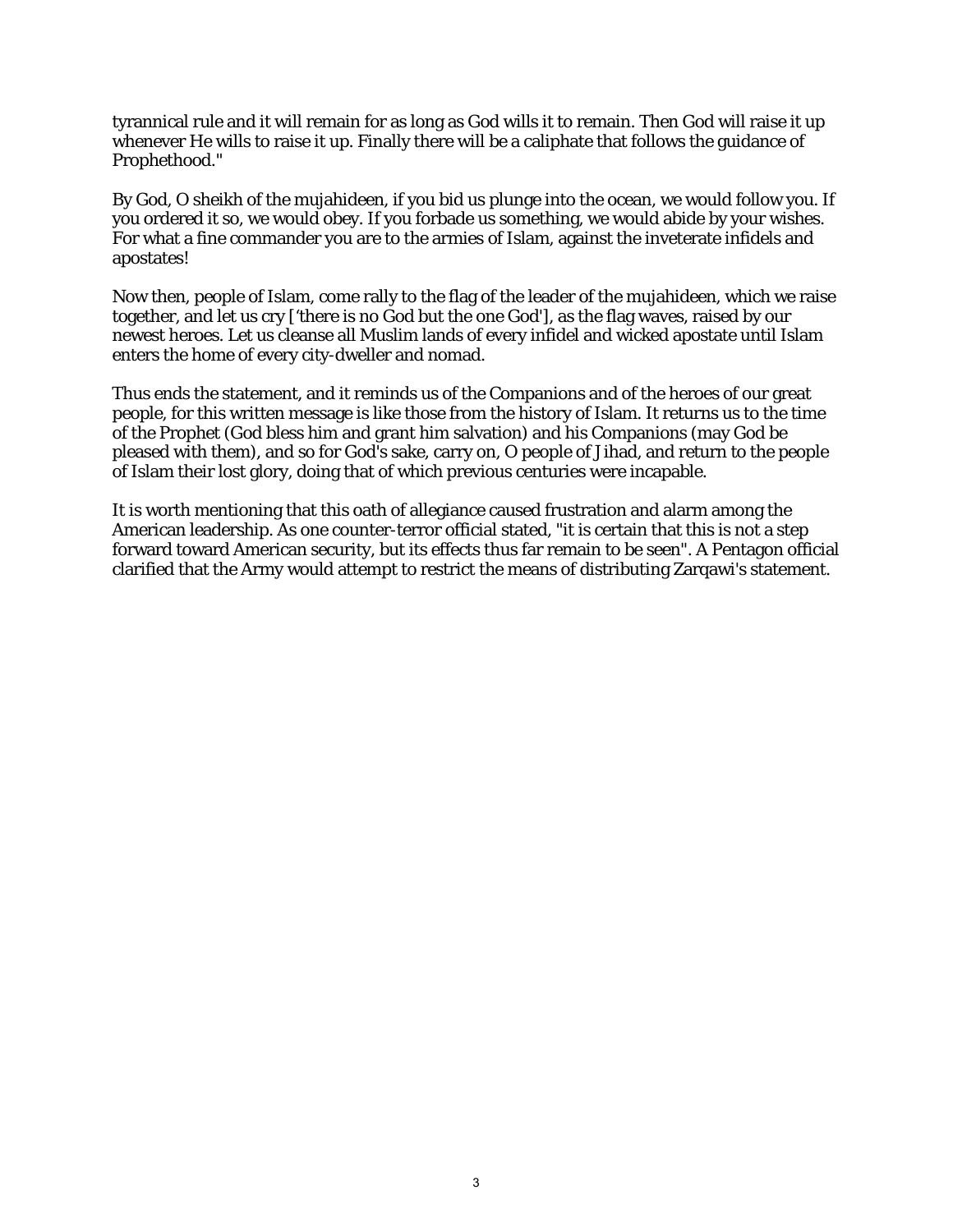tyrannical rule and it will remain for as long as God wills it to remain. Then God will raise it up whenever He wills to raise it up. Finally there will be a caliphate that follows the guidance of Prophethood."

By God, O sheikh of the mujahideen, if you bid us plunge into the ocean, we would follow you. If you ordered it so, we would obey. If you forbade us something, we would abide by your wishes. For what a fine commander you are to the armies of Islam, against the inveterate infidels and apostates!

Now then, people of Islam, come rally to the flag of the leader of the mujahideen, which we raise together, and let us cry ['there is no God but the one God'], as the flag waves, raised by our newest heroes. Let us cleanse all Muslim lands of every infidel and wicked apostate until Islam enters the home of every city-dweller and nomad.

Thus ends the statement, and it reminds us of the Companions and of the heroes of our great people, for this written message is like those from the history of Islam. It returns us to the time of the Prophet (God bless him and grant him salvation) and his Companions (may God be pleased with them), and so for God's sake, carry on, O people of Jihad, and return to the people of Islam their lost glory, doing that of which previous centuries were incapable.

It is worth mentioning that this oath of allegiance caused frustration and alarm among the American leadership. As one counter-terror official stated, "it is certain that this is not a step forward toward American security, but its effects thus far remain to be seen". A Pentagon official clarified that the Army would attempt to restrict the means of distributing Zarqawi's statement.